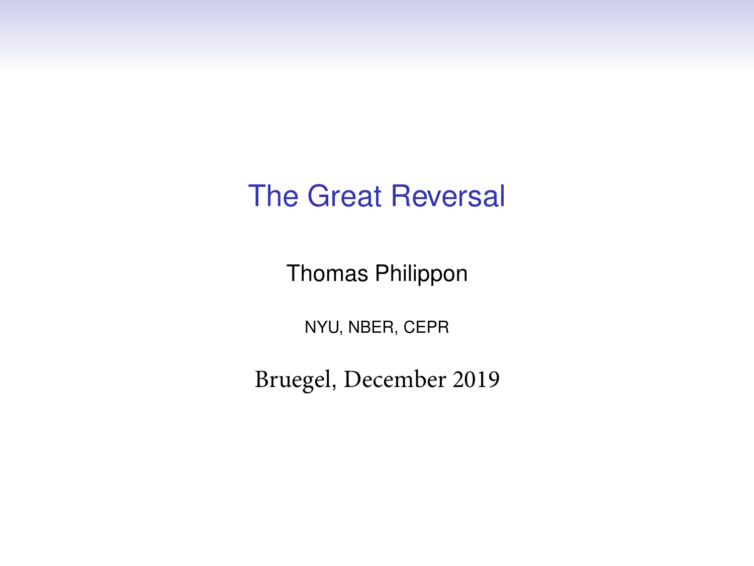# The Great Reversal

Thomas Philippon

NYU, NBER, CEPR

Bruegel, December 2019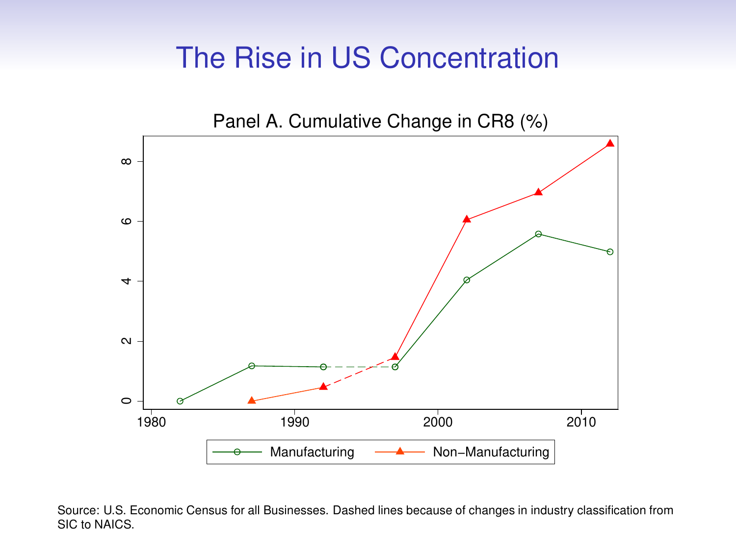# The Rise in US Concentration

Panel A. Cumulative Change in CR8 (%)

Source: U.S. Economic Census for all Businesses. Dashed lines because of changes in industry classification from SIC to NAICS.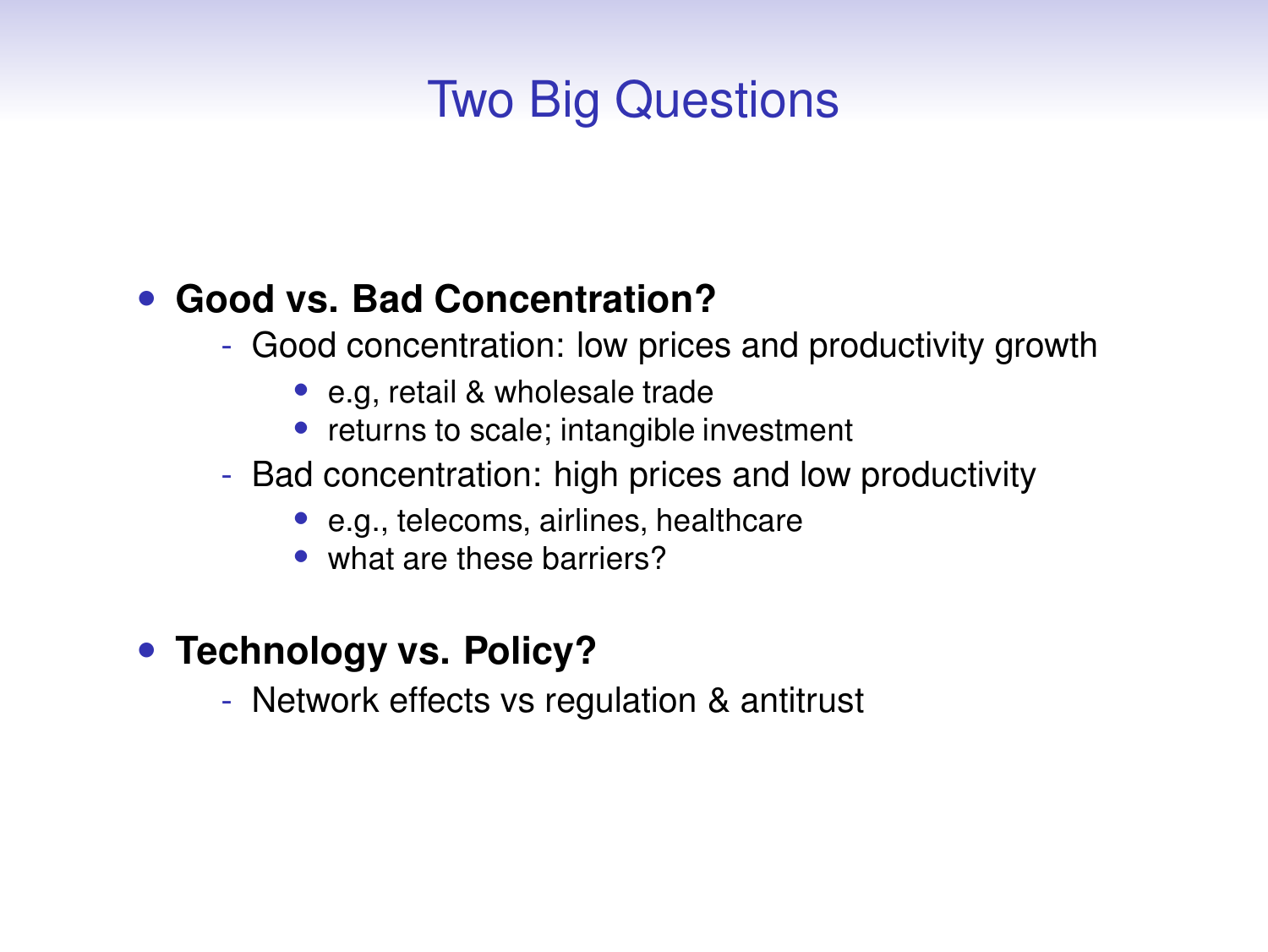# Two Big Questions

- **Good vs. Bad Concentration?**
  - Good concentration: low prices and productivity growth
    - e.g, retail & wholesale trade
    - returns to scale; intangible investment
  - Bad concentration: high prices and low productivity
    - e.g., telecoms, airlines, healthcare
    - what are these barriers?

- **Technology vs. Policy?**
  - Network effects vs regulation & antitrust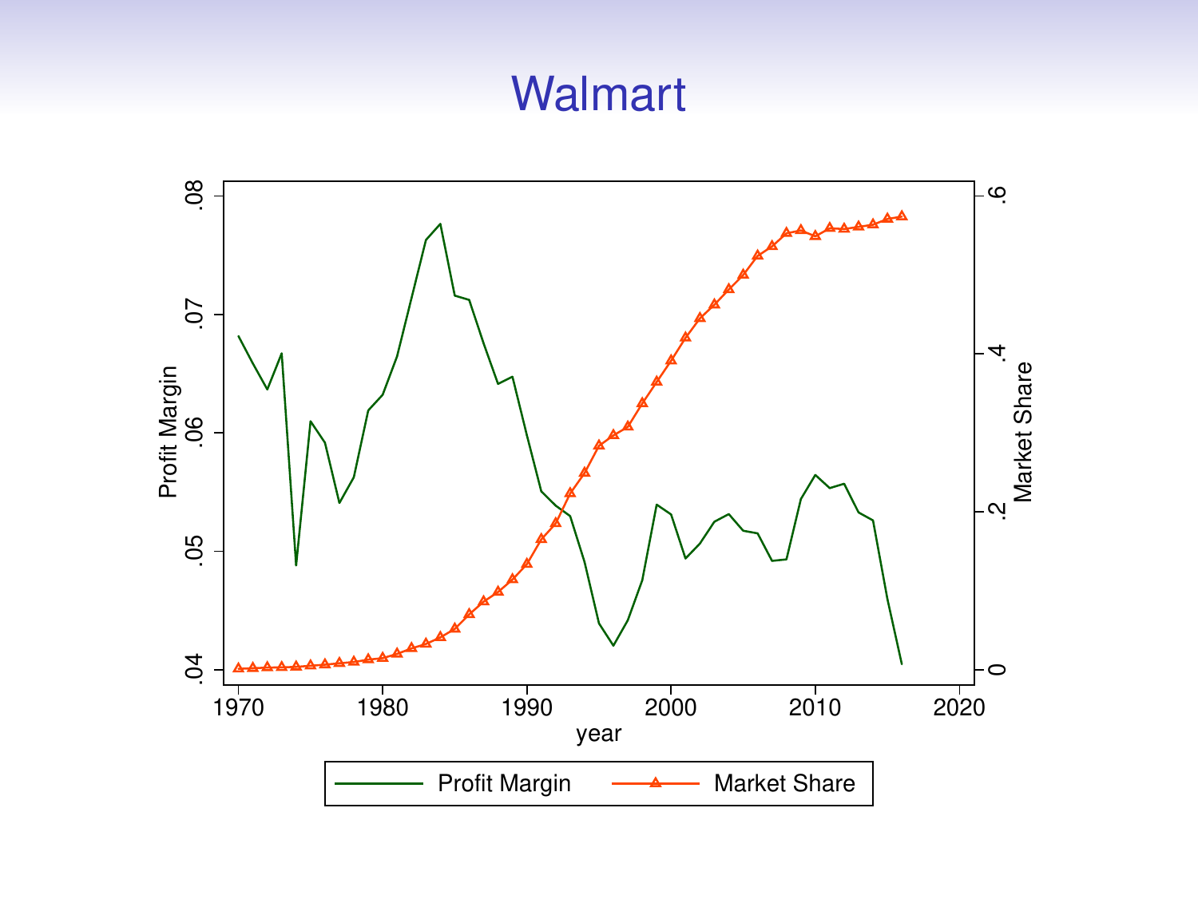# Walmart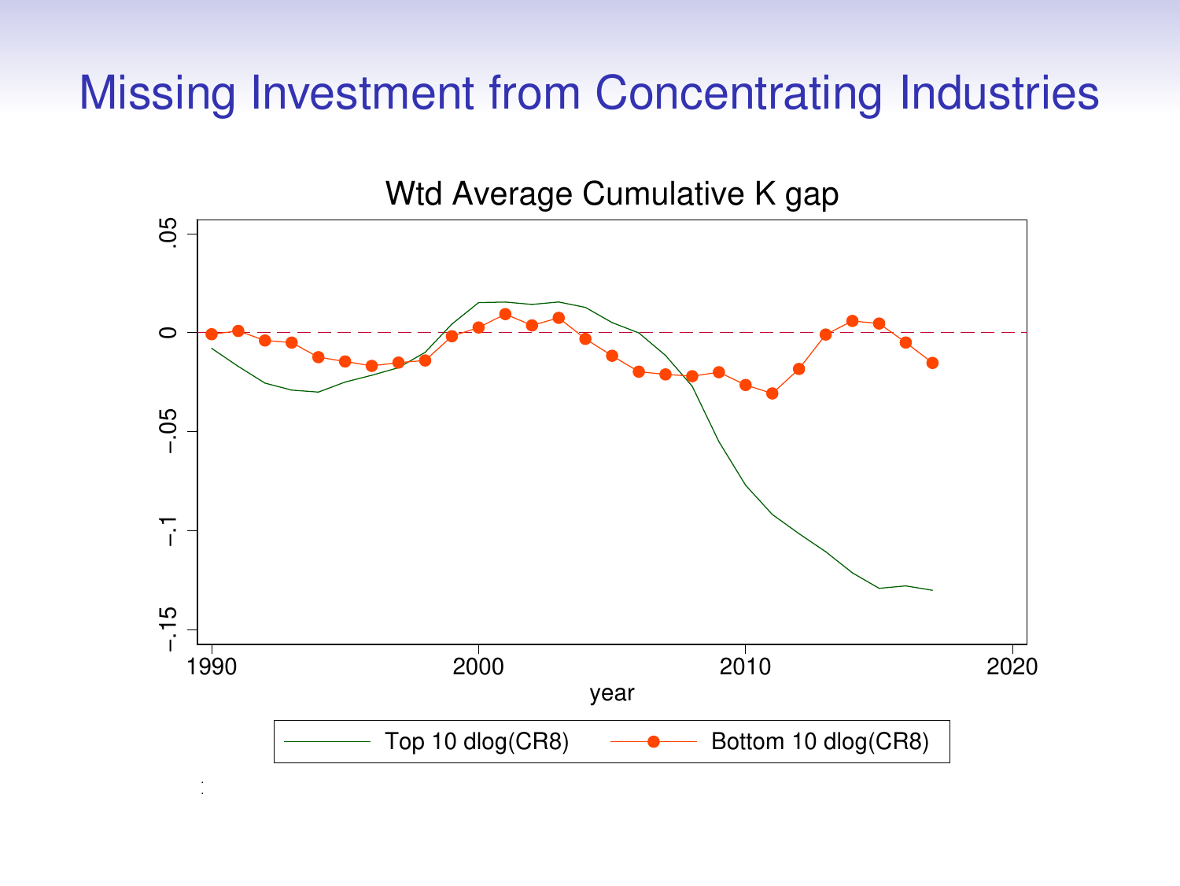# Missing Investment from Concentrating Industries

Wtd Average Cumulative K gap

.05

0

−.05

−.1

−.15

1990 2000 2010 2020

year

Top 10 dlog(CR8) Bottom 10 dlog(CR8)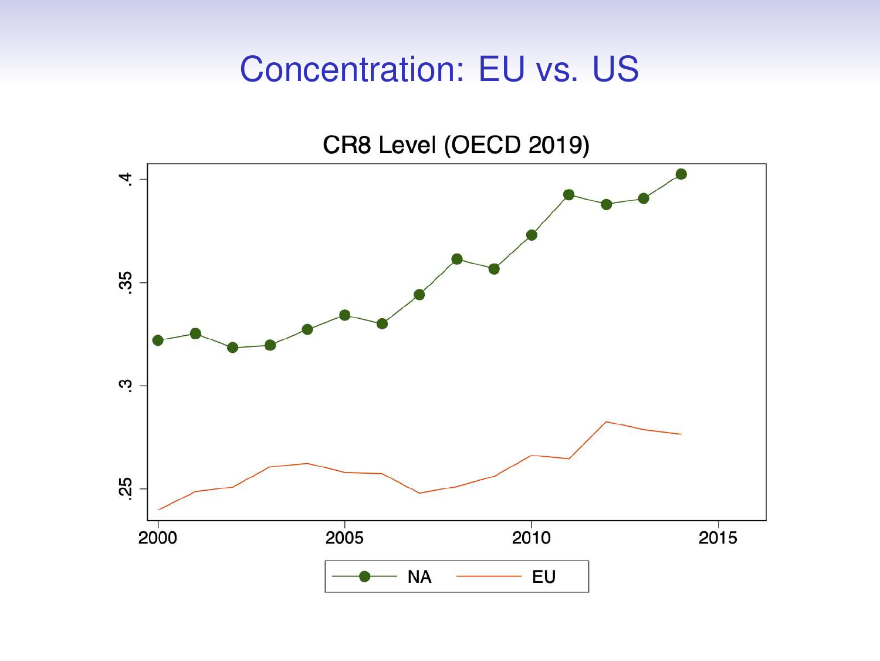# Concentration: EU vs. US

CR8 Level (OECD 2019)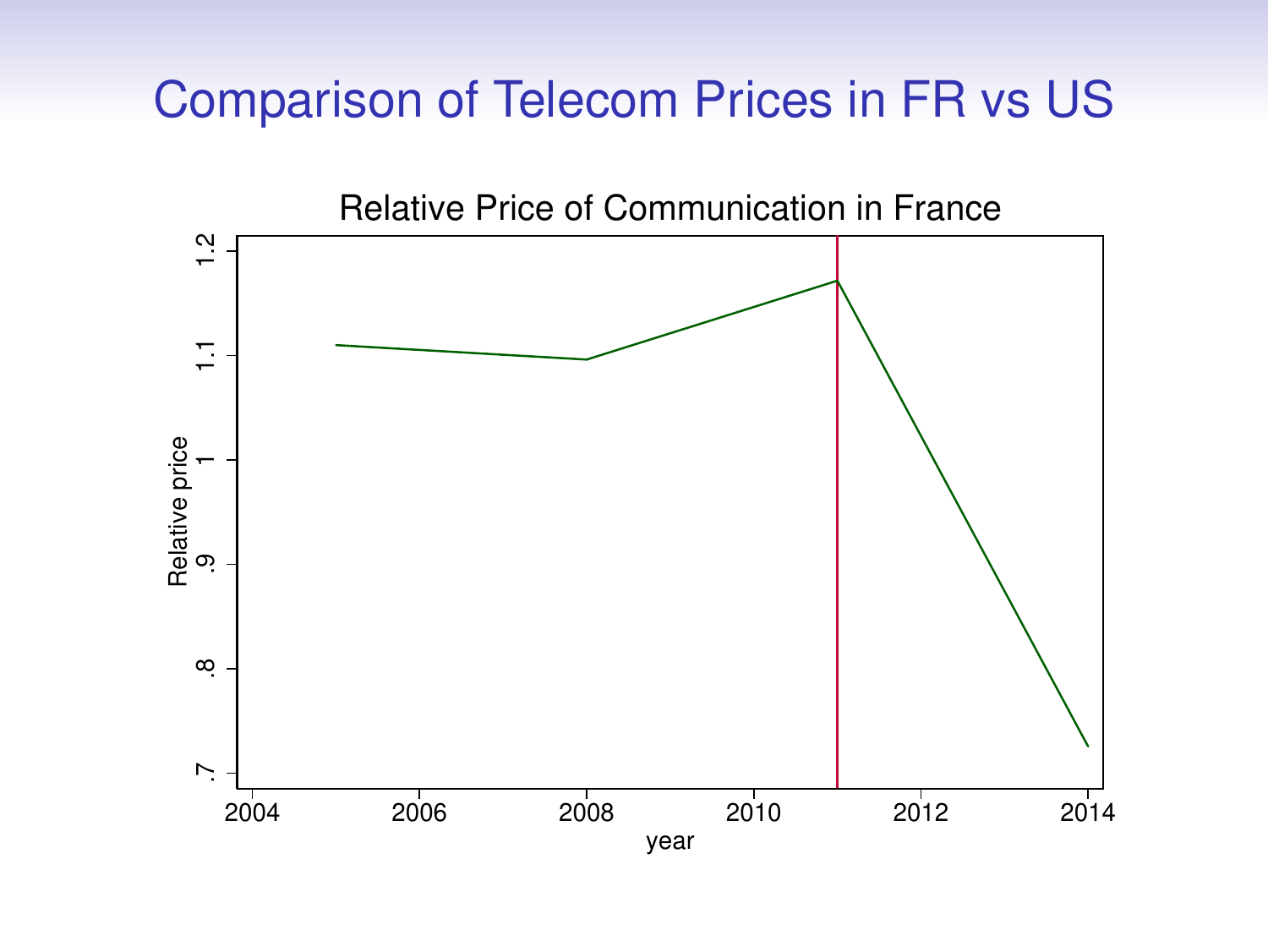# Comparison of Telecom Prices in FR vs US

Relative Price of Communication in France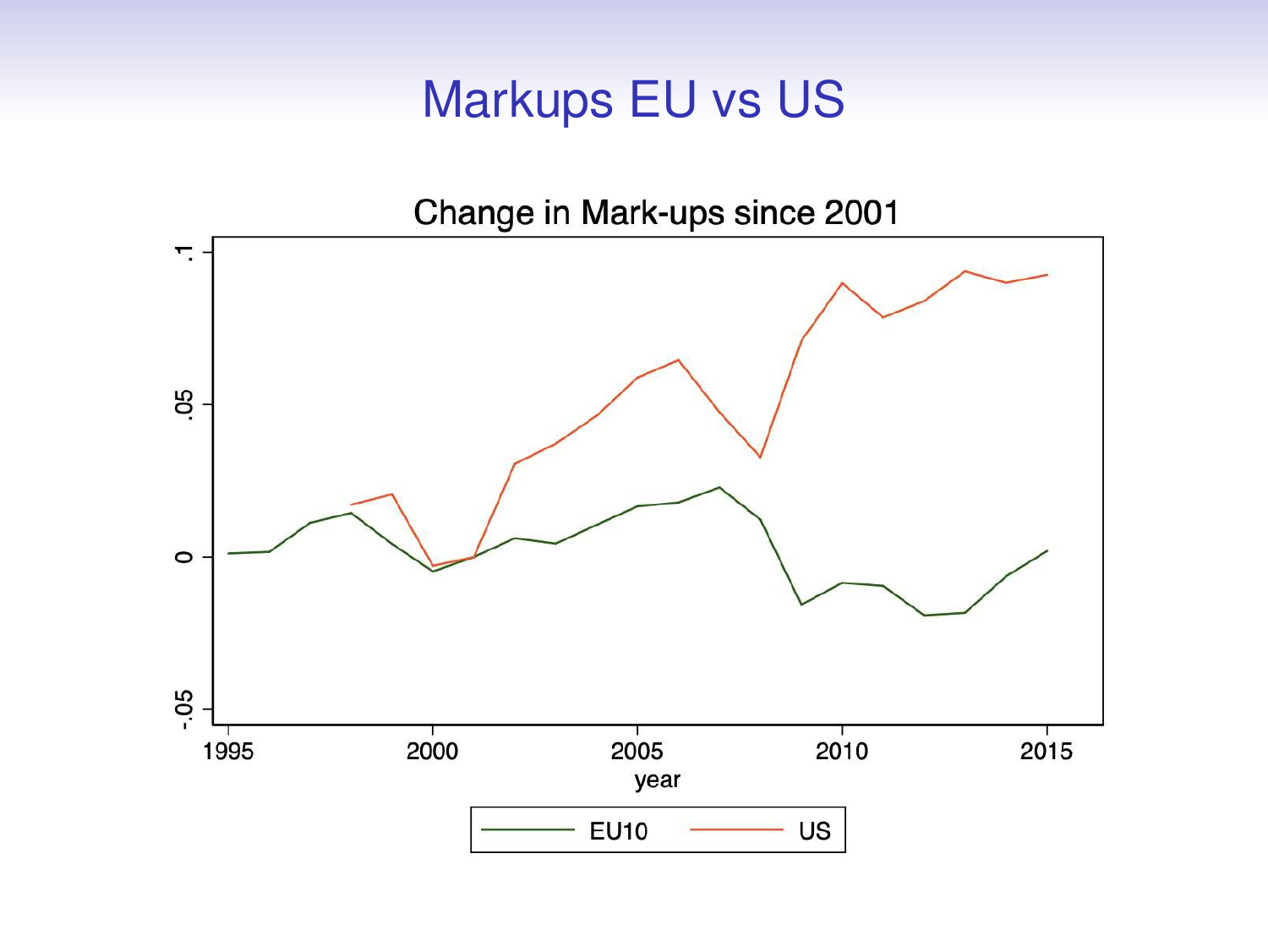# Markups EU vs US

Change in Mark-ups since 2001

year

EU10 US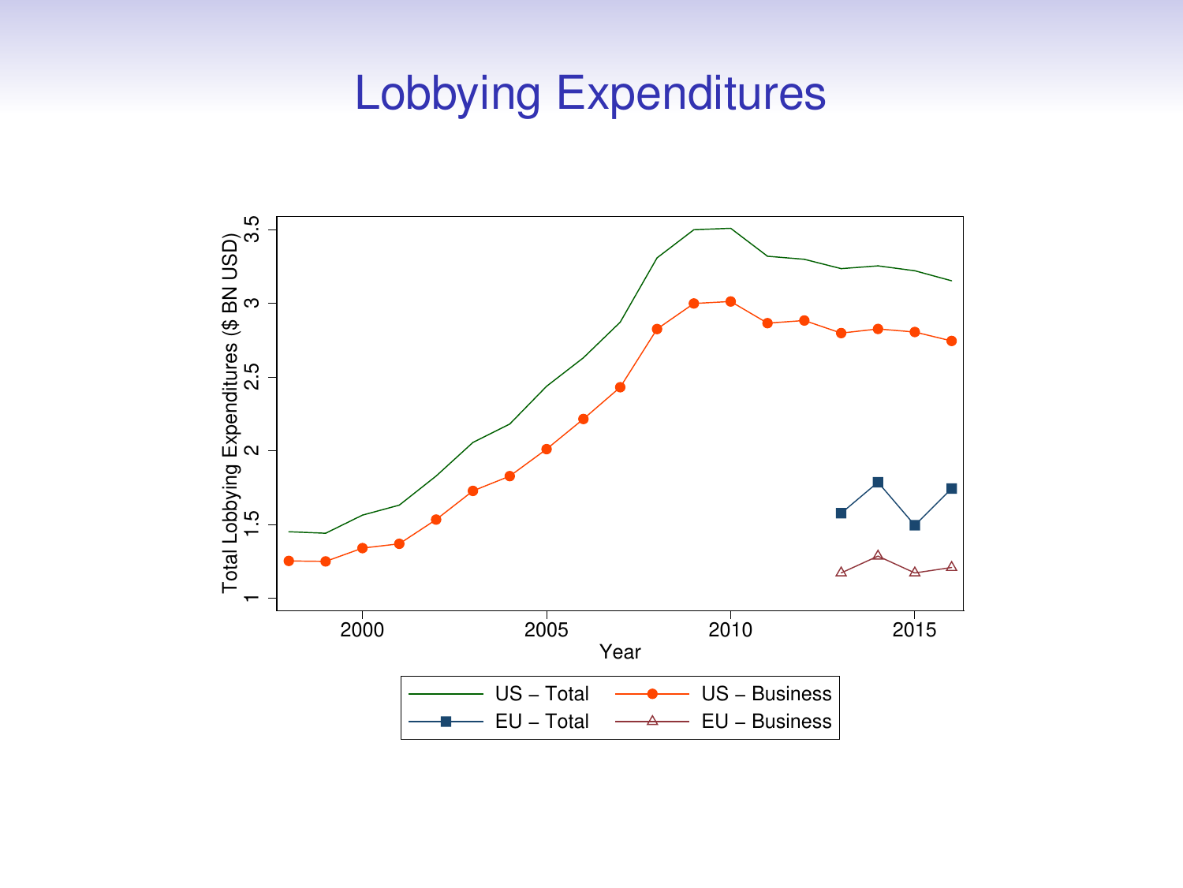# Lobbying Expenditures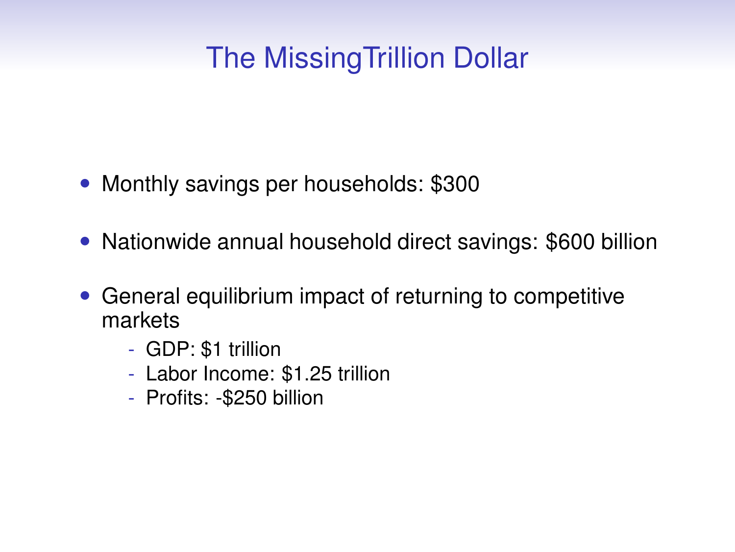# The MissingTrillion Dollar

- Monthly savings per households: $300
- Nationwide annual household direct savings: $600 billion
- General equilibrium impact of returning to competitive markets
  - GDP: $1 trillion
  - Labor Income: $1.25 trillion
  - Profits: -$250 billion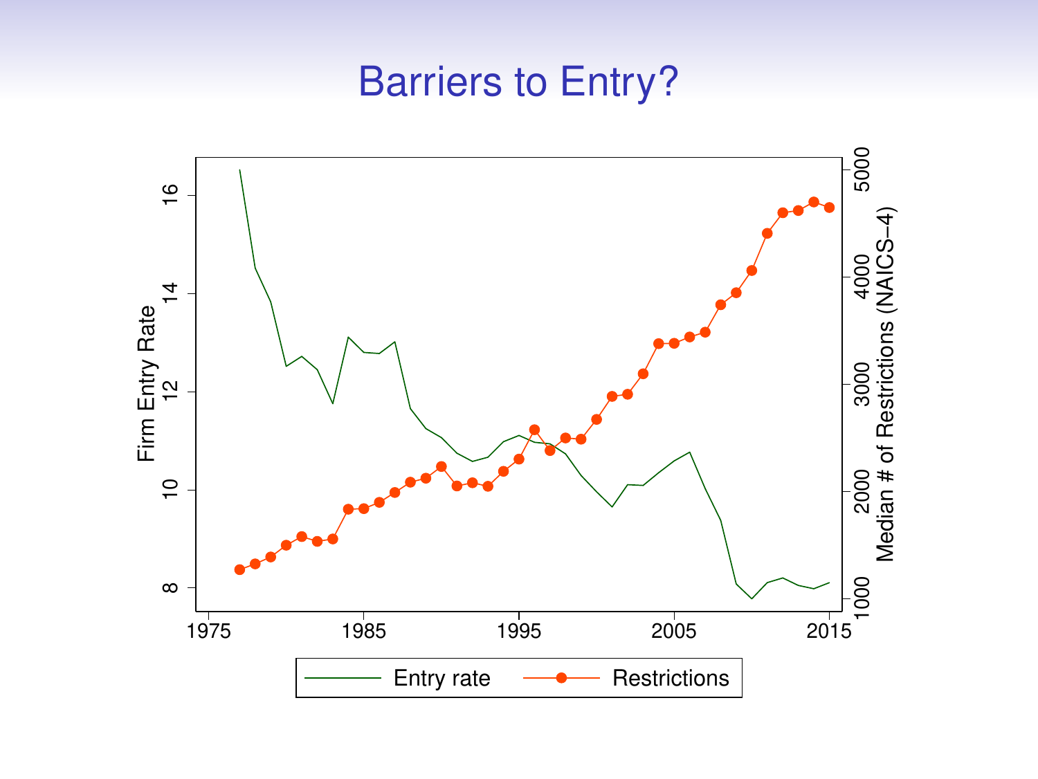# Barriers to Entry?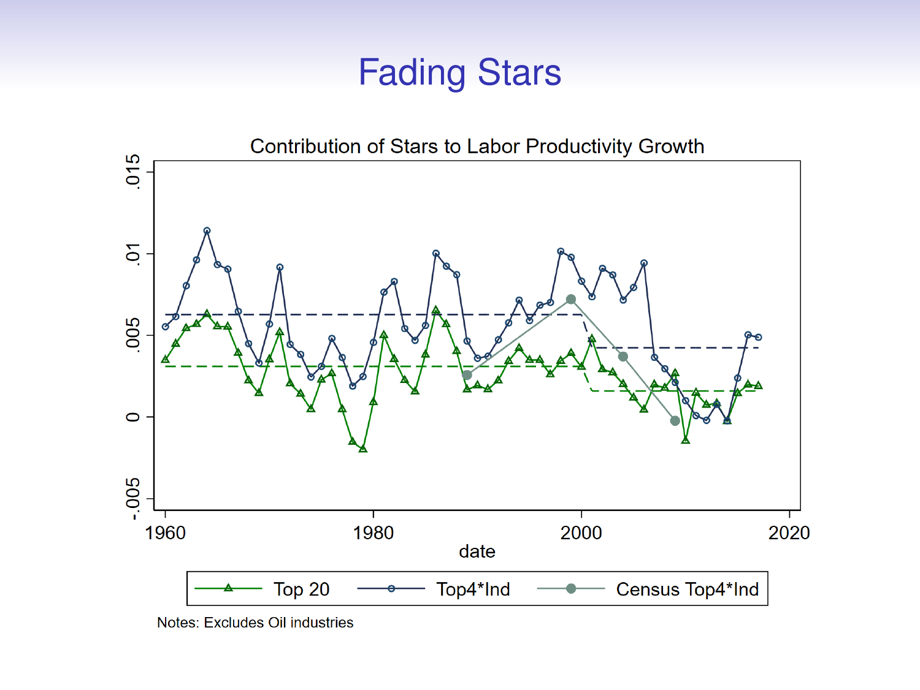# Fading Stars

Contribution of Stars to Labor Productivity Growth

Notes: Excludes Oil industries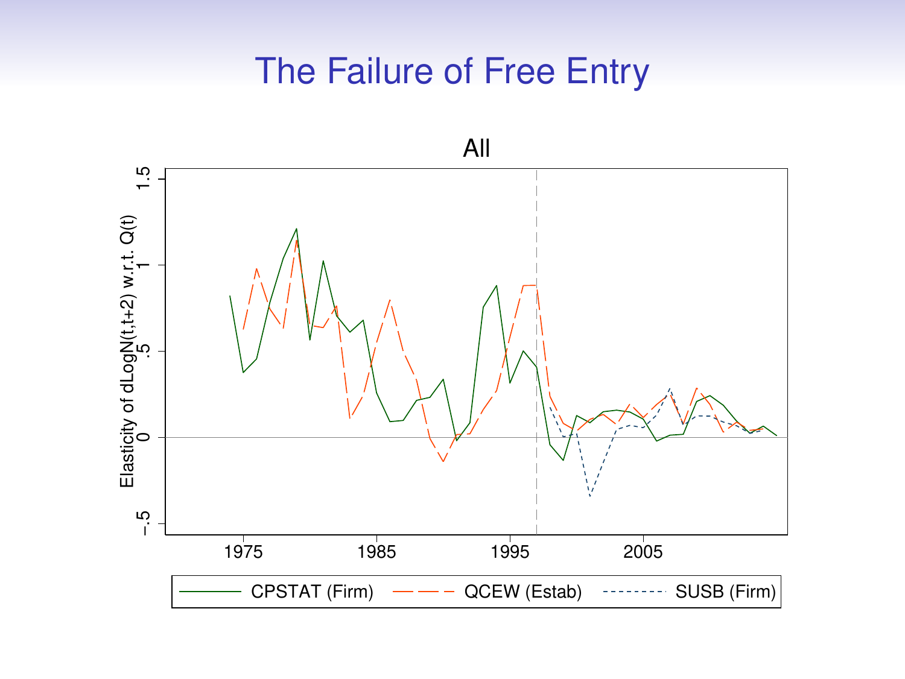# The Failure of Free Entry

All

Elasticity of dLogN(t,t+2) w.r.t. Q(t)

1.5

1

.5

0

−.5

1975

1985

1995

2005

CPSTAT (Firm)

QCEW (Estab)

SUSB (Firm)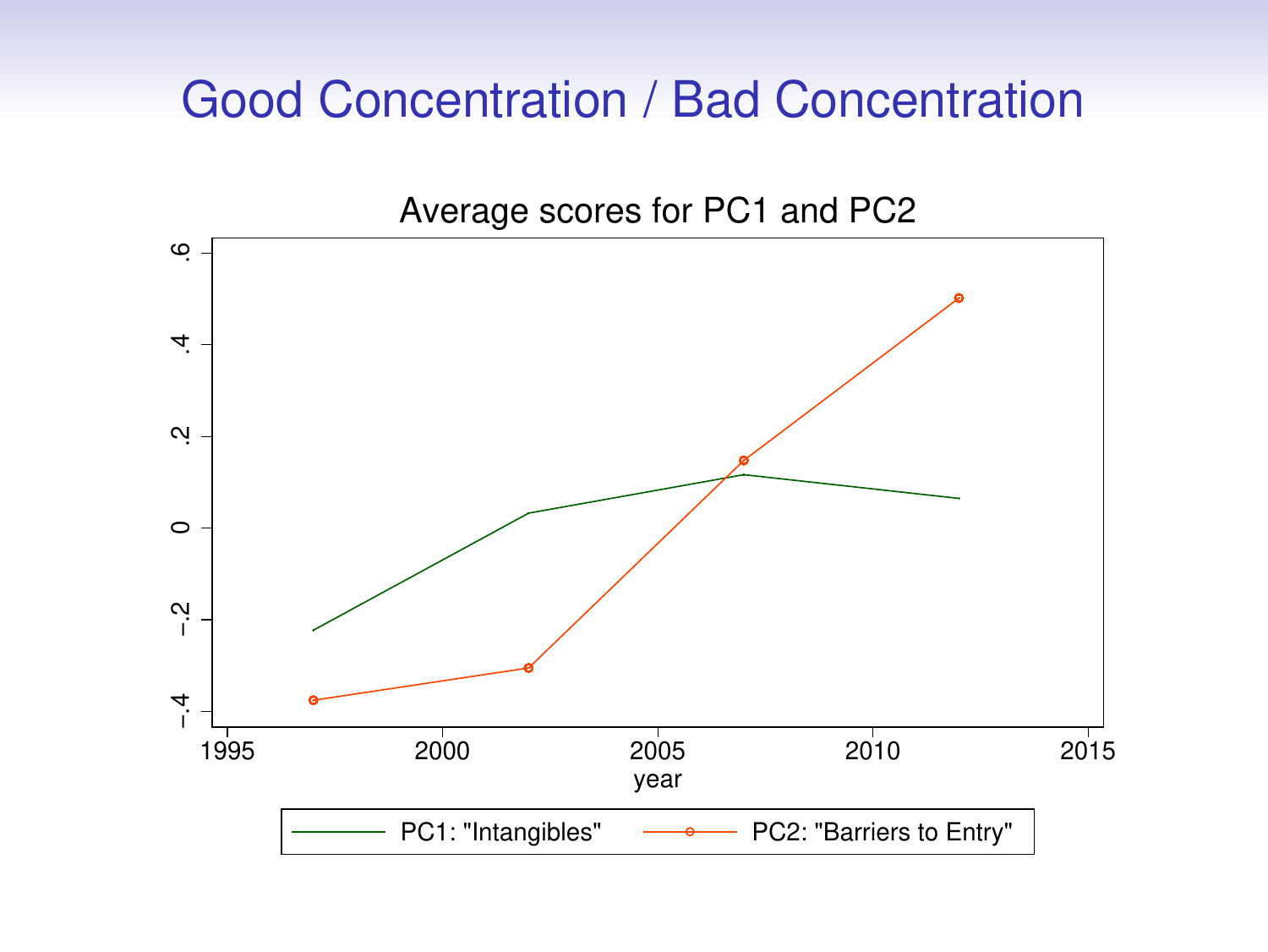# Good Concentration / Bad Concentration

Average scores for PC1 and PC2

−.4
−.2
0
.2
.4
.6

1995
2000
2005
2010
2015

year

PC1: "Intangibles"
PC2: "Barriers to Entry"